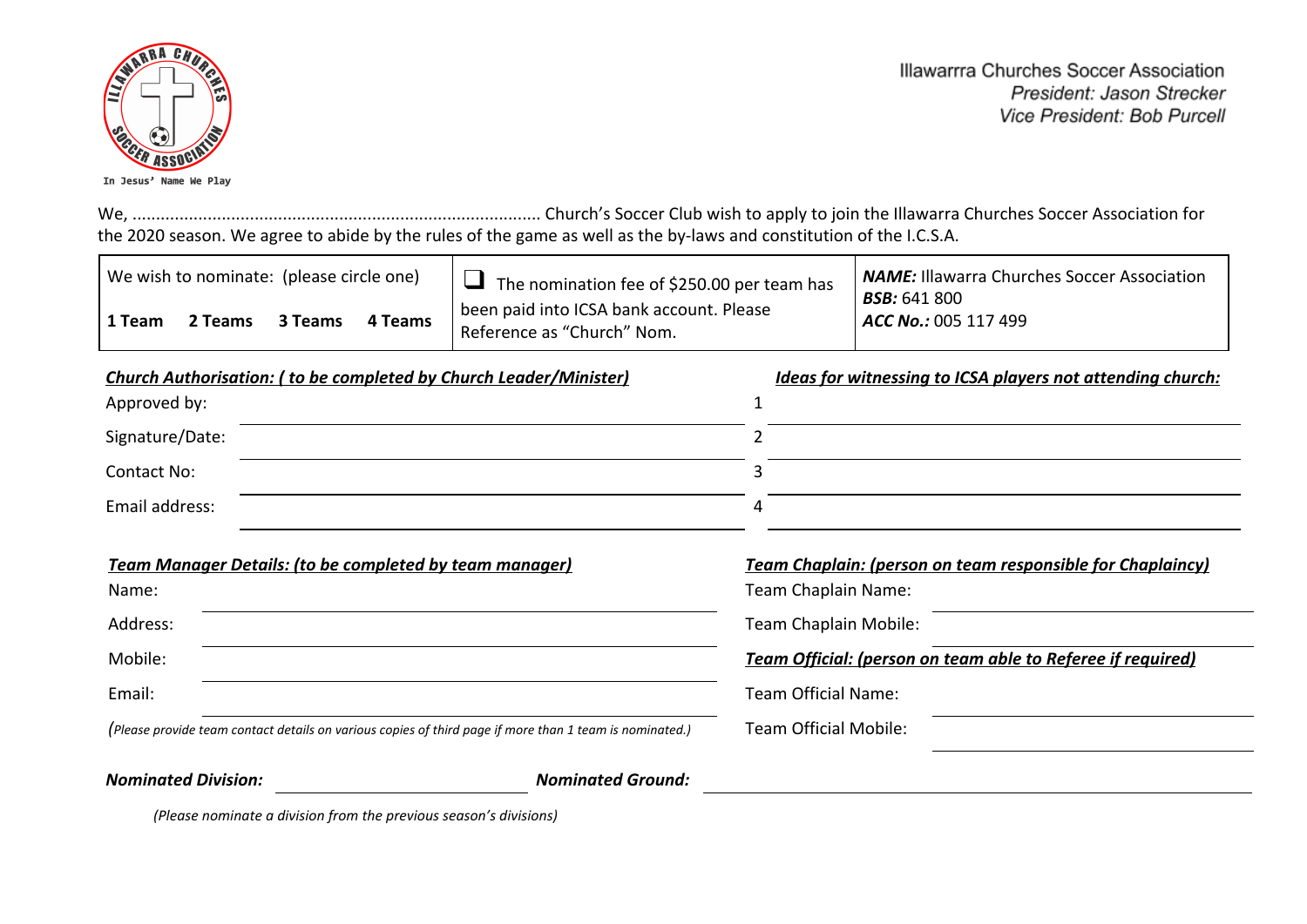In Jesus' Name We Play

Illawarra Churches Soccer Association
*President: Jason Strecker*
*Vice President: Bob Purcell*

We, ....................................................................................... Church's Soccer Club wish to apply to join the Illawarra Churches Soccer Association for the 2020 season. We agree to abide by the rules of the game as well as the by-laws and constitution of the I.C.S.A.

| We wish to nominate: (please circle one)<br><br>**1 Team** **2 Teams** **3 Teams** **4 Teams** | ❑ The nomination fee of $250.00 per team has been paid into ICSA bank account. Please Reference as "Church" Nom. | ***NAME:*** Illawarra Churches Soccer Association<br>***BSB:*** 641 800<br>***ACC No.:*** 005 117 499 |
|---|---|---|

***Church Authorisation: ( to be completed by Church Leader/Minister)***

Approved by: ____________________

Signature/Date: ____________________

Contact No: ____________________

Email address: ____________________

***Ideas for witnessing to ICSA players not attending church:***

1 ____________________

2 ____________________

3 ____________________

4 ____________________

***Team Manager Details: (to be completed by team manager)***

Name: ____________________

Address: ____________________

Mobile: ____________________

Email: ____________________

*(Please provide team contact details on various copies of third page if more than 1 team is nominated.)*

***Team Chaplain: (person on team responsible for Chaplaincy)***

Team Chaplain Name: ____________________

Team Chaplain Mobile: ____________________

***Team Official: (person on team able to Referee if required)***

Team Official Name: ____________________

Team Official Mobile: ____________________

***Nominated Division:*** ____________________ ***Nominated Ground:*** ____________________

*(Please nominate a division from the previous season's divisions)*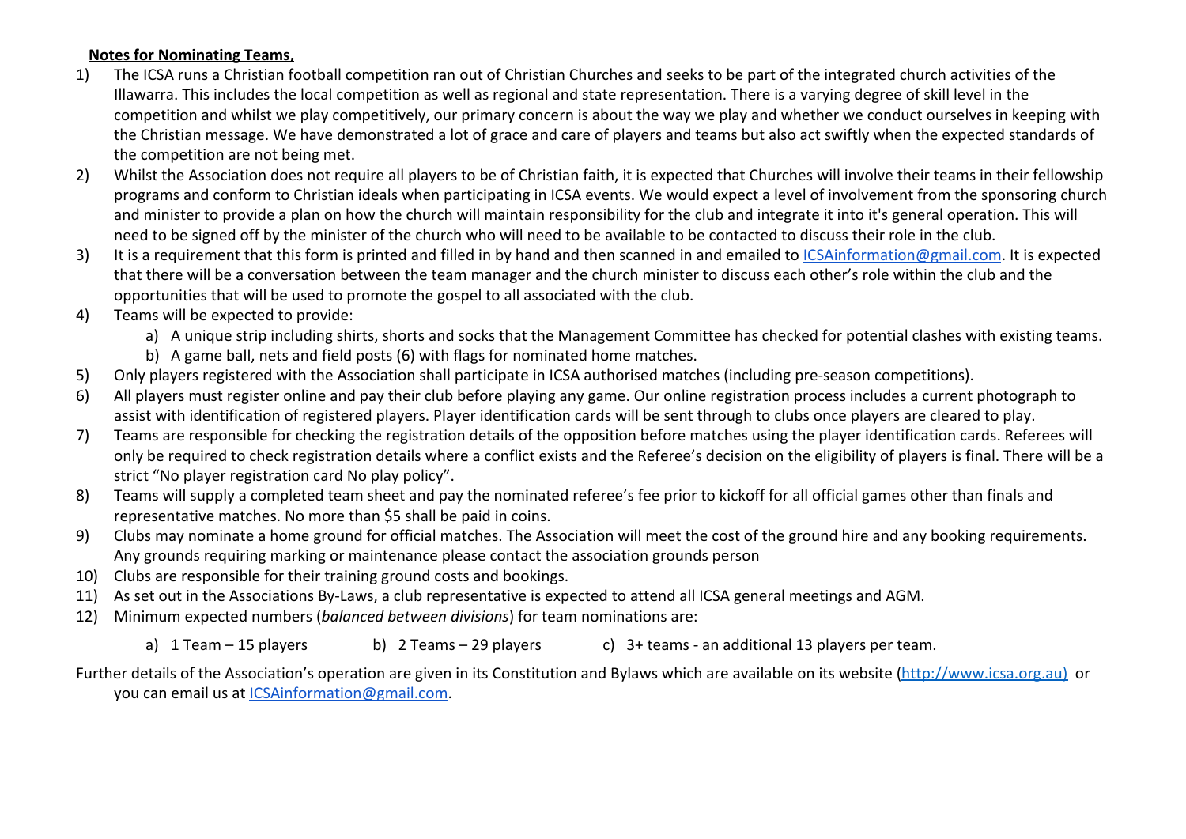**Notes for Nominating Teams,**

1) The ICSA runs a Christian football competition ran out of Christian Churches and seeks to be part of the integrated church activities of the Illawarra. This includes the local competition as well as regional and state representation. There is a varying degree of skill level in the competition and whilst we play competitively, our primary concern is about the way we play and whether we conduct ourselves in keeping with the Christian message. We have demonstrated a lot of grace and care of players and teams but also act swiftly when the expected standards of the competition are not being met.
2) Whilst the Association does not require all players to be of Christian faith, it is expected that Churches will involve their teams in their fellowship programs and conform to Christian ideals when participating in ICSA events. We would expect a level of involvement from the sponsoring church and minister to provide a plan on how the church will maintain responsibility for the club and integrate it into it's general operation. This will need to be signed off by the minister of the church who will need to be available to be contacted to discuss their role in the club.
3) It is a requirement that this form is printed and filled in by hand and then scanned in and emailed to ICSAinformation@gmail.com. It is expected that there will be a conversation between the team manager and the church minister to discuss each other's role within the club and the opportunities that will be used to promote the gospel to all associated with the club.
4) Teams will be expected to provide:
    a) A unique strip including shirts, shorts and socks that the Management Committee has checked for potential clashes with existing teams.
    b) A game ball, nets and field posts (6) with flags for nominated home matches.
5) Only players registered with the Association shall participate in ICSA authorised matches (including pre-season competitions).
6) All players must register online and pay their club before playing any game. Our online registration process includes a current photograph to assist with identification of registered players. Player identification cards will be sent through to clubs once players are cleared to play.
7) Teams are responsible for checking the registration details of the opposition before matches using the player identification cards. Referees will only be required to check registration details where a conflict exists and the Referee's decision on the eligibility of players is final. There will be a strict "No player registration card No play policy".
8) Teams will supply a completed team sheet and pay the nominated referee's fee prior to kickoff for all official games other than finals and representative matches. No more than $5 shall be paid in coins.
9) Clubs may nominate a home ground for official matches. The Association will meet the cost of the ground hire and any booking requirements. Any grounds requiring marking or maintenance please contact the association grounds person
10) Clubs are responsible for their training ground costs and bookings.
11) As set out in the Associations By-Laws, a club representative is expected to attend all ICSA general meetings and AGM.
12) Minimum expected numbers (*balanced between divisions*) for team nominations are:
    a) 1 Team – 15 players
    b) 2 Teams – 29 players
    c) 3+ teams - an additional 13 players per team.

Further details of the Association's operation are given in its Constitution and Bylaws which are available on its website (http://www.icsa.org.au) or you can email us at ICSAinformation@gmail.com.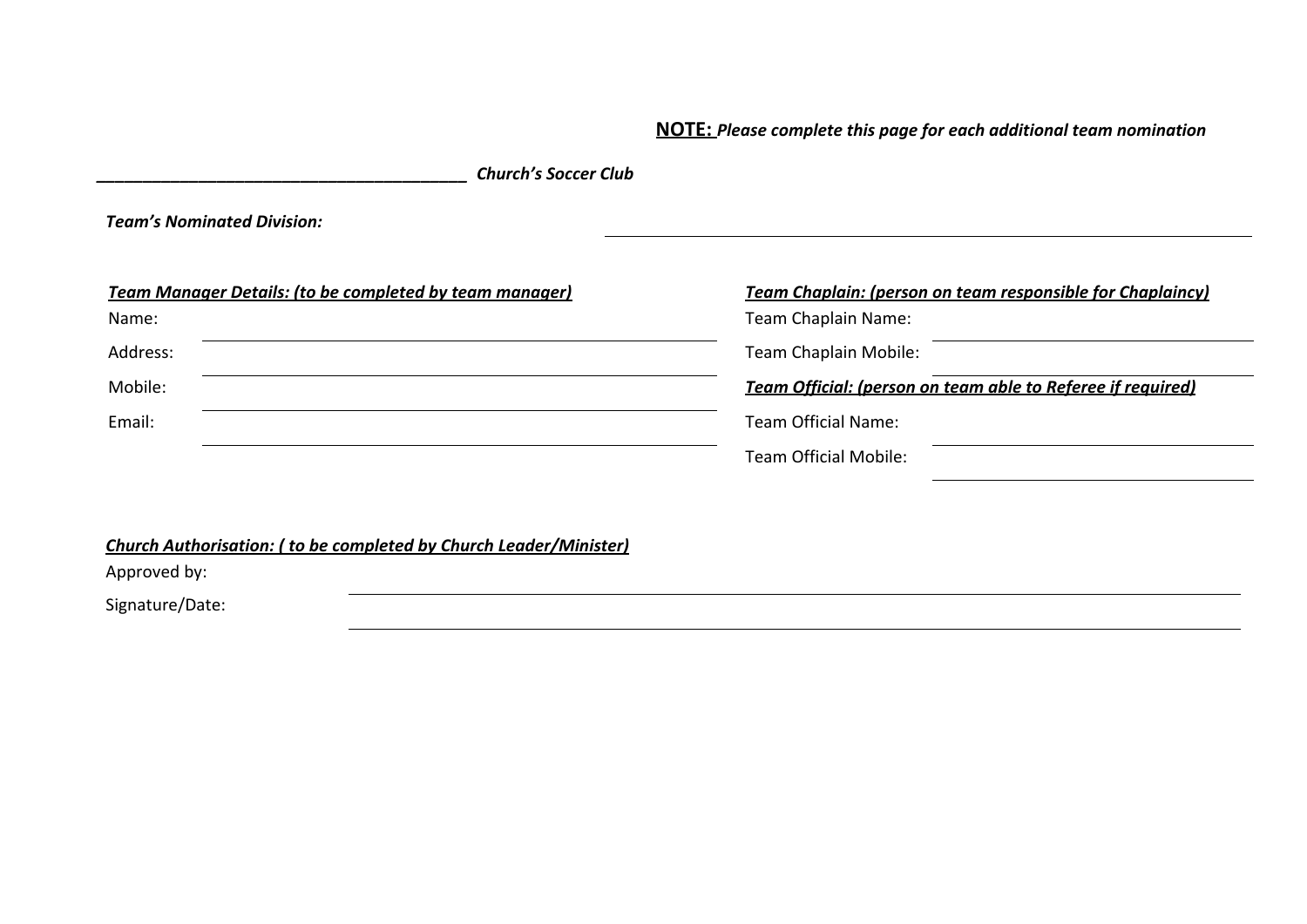**NOTE:** ***Please complete this page for each additional team nomination***

________________________________________ ***Church's Soccer Club***

***Team's Nominated Division:*** ______________________________

***Team Manager Details: (to be completed by team manager)***

Name: ______________________________

Address: ______________________________

Mobile: ______________________________

Email: ______________________________

***Team Chaplain: (person on team responsible for Chaplaincy)***

Team Chaplain Name: ______________________________

Team Chaplain Mobile: ______________________________

***Team Official: (person on team able to Referee if required)***

Team Official Name: ______________________________

Team Official Mobile: ______________________________

***Church Authorisation: ( to be completed by Church Leader/Minister)***

Approved by: ______________________________

Signature/Date: ______________________________